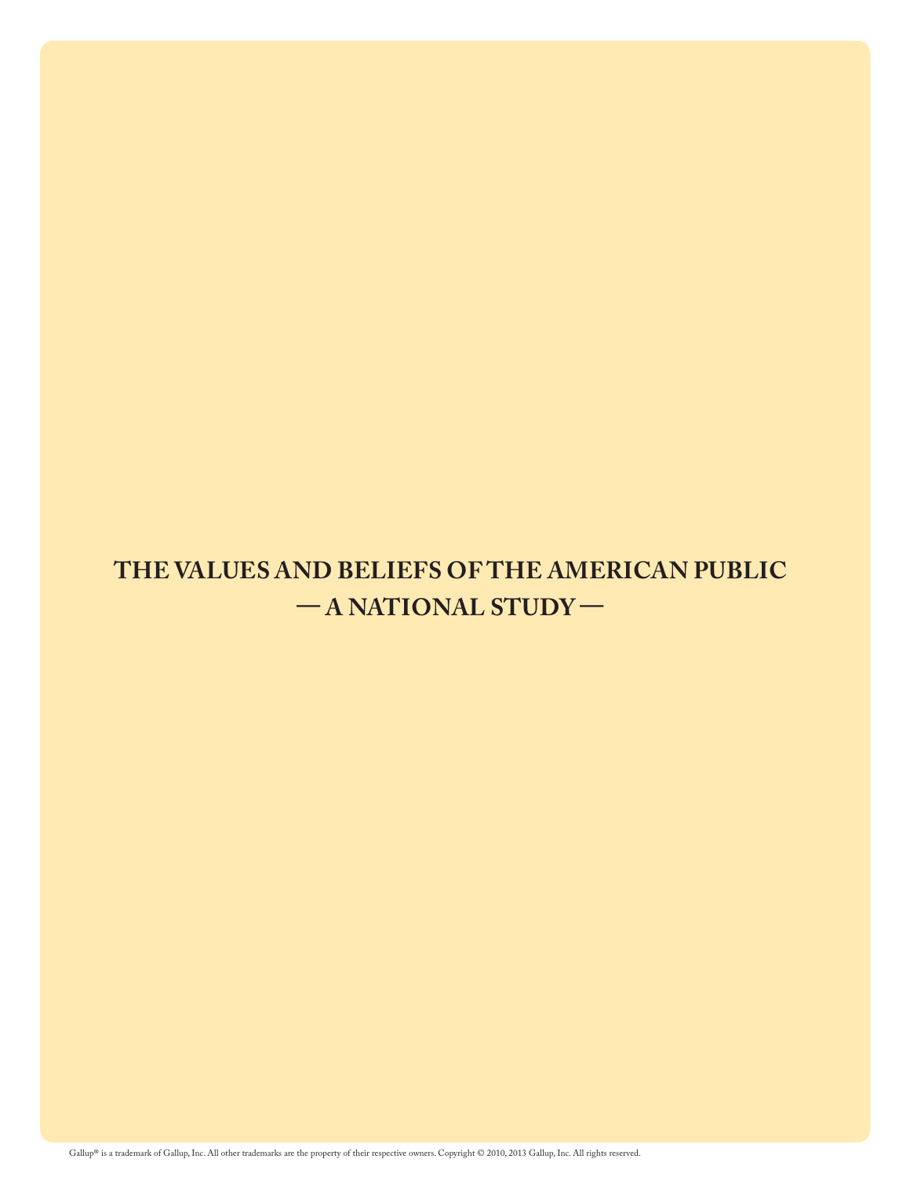# THE VALUES AND BELIEFS OF THE AMERICAN PUBLIC

## — A NATIONAL STUDY —

Gallup® is a trademark of Gallup, Inc. All other trademarks are the property of their respective owners. Copyright © 2010, 2013 Gallup, Inc. All rights reserved.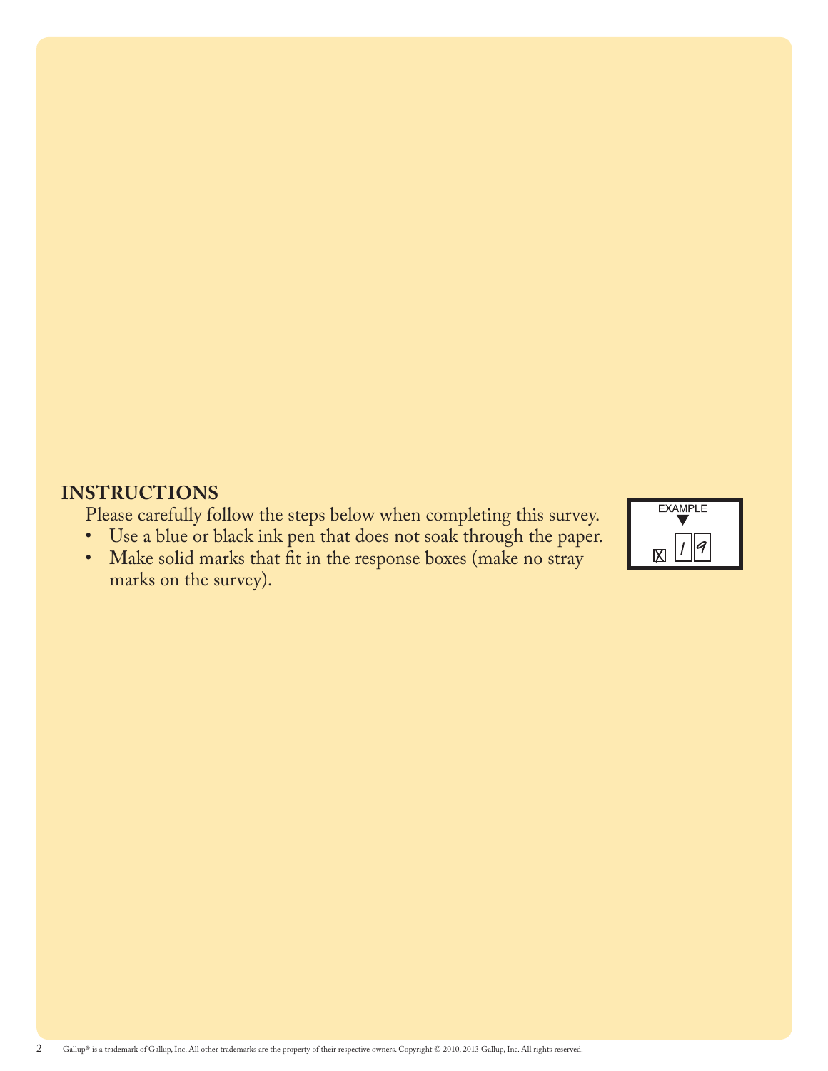## INSTRUCTIONS

Please carefully follow the steps below when completing this survey.

- Use a blue or black ink pen that does not soak through the paper.
- Make solid marks that fit in the response boxes (make no stray marks on the survey).

EXAMPLE

☒ 1 9

Gallup® is a trademark of Gallup, Inc. All other trademarks are the property of their respective owners. Copyright © 2010, 2013 Gallup, Inc. All rights reserved.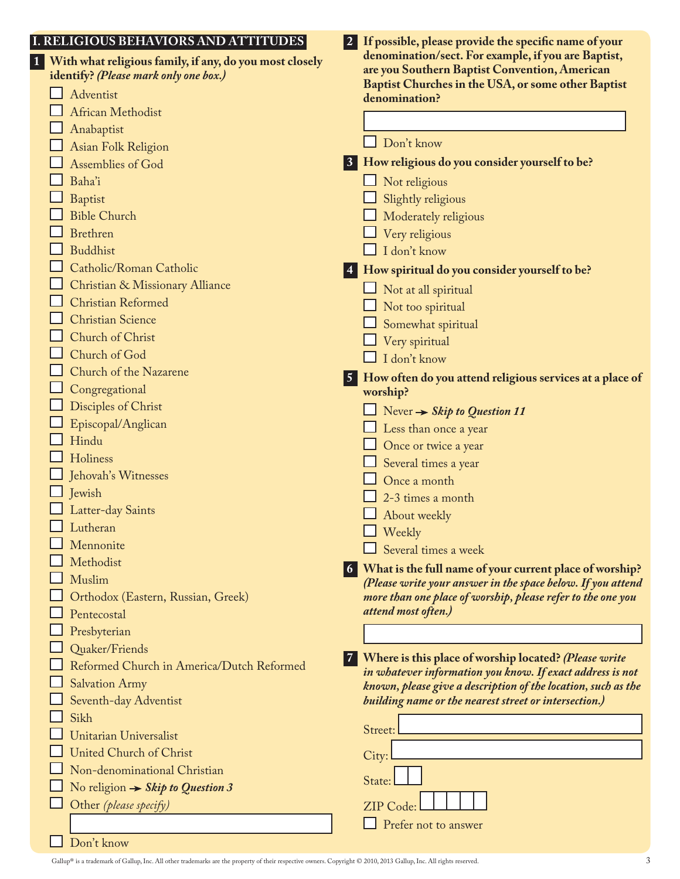## I. RELIGIOUS BEHAVIORS AND ATTITUDES

**1 With what religious family, if any, do you most closely identify?** ***(Please mark only one box.)***

- ☐ Adventist
- ☐ African Methodist
- ☐ Anabaptist
- ☐ Asian Folk Religion
- ☐ Assemblies of God
- ☐ Baha'i
- ☐ Baptist
- ☐ Bible Church
- ☐ Brethren
- ☐ Buddhist
- ☐ Catholic/Roman Catholic
- ☐ Christian & Missionary Alliance
- ☐ Christian Reformed
- ☐ Christian Science
- ☐ Church of Christ
- ☐ Church of God
- ☐ Church of the Nazarene
- ☐ Congregational
- ☐ Disciples of Christ
- ☐ Episcopal/Anglican
- ☐ Hindu
- ☐ Holiness
- ☐ Jehovah's Witnesses
- ☐ Jewish
- ☐ Latter-day Saints
- ☐ Lutheran
- ☐ Mennonite
- ☐ Methodist
- ☐ Muslim
- ☐ Orthodox (Eastern, Russian, Greek)
- ☐ Pentecostal
- ☐ Presbyterian
- ☐ Quaker/Friends
- ☐ Reformed Church in America/Dutch Reformed
- ☐ Salvation Army
- ☐ Seventh-day Adventist
- ☐ Sikh
- ☐ Unitarian Universalist
- ☐ United Church of Christ
- ☐ Non-denominational Christian
- ☐ No religion → ***Skip to Question 3***
- ☐ Other *(please specify)* \_\_\_\_\_\_\_\_\_\_
- ☐ Don't know

**2 If possible, please provide the specific name of your denomination/sect. For example, if you are Baptist, are you Southern Baptist Convention, American Baptist Churches in the USA, or some other Baptist denomination?**

\_\_\_\_\_\_\_\_\_\_

- ☐ Don't know

**3 How religious do you consider yourself to be?**

- ☐ Not religious
- ☐ Slightly religious
- ☐ Moderately religious
- ☐ Very religious
- ☐ I don't know

**4 How spiritual do you consider yourself to be?**

- ☐ Not at all spiritual
- ☐ Not too spiritual
- ☐ Somewhat spiritual
- ☐ Very spiritual
- ☐ I don't know

**5 How often do you attend religious services at a place of worship?**

- ☐ Never → ***Skip to Question 11***
- ☐ Less than once a year
- ☐ Once or twice a year
- ☐ Several times a year
- ☐ Once a month
- ☐ 2-3 times a month
- ☐ About weekly
- ☐ Weekly
- ☐ Several times a week

**6 What is the full name of your current place of worship?** ***(Please write your answer in the space below. If you attend more than one place of worship, please refer to the one you attend most often.)***

\_\_\_\_\_\_\_\_\_\_

**7 Where is this place of worship located?** ***(Please write in whatever information you know. If exact address is not known, please give a description of the location, such as the building name or the nearest street or intersection.)***

Street: \_\_\_\_\_\_\_\_\_\_

City: \_\_\_\_\_\_\_\_\_\_

State: \_\_\_\_

ZIP Code: \_\_\_\_\_\_

- ☐ Prefer not to answer

Gallup® is a trademark of Gallup, Inc. All other trademarks are the property of their respective owners. Copyright © 2010, 2013 Gallup, Inc. All rights reserved.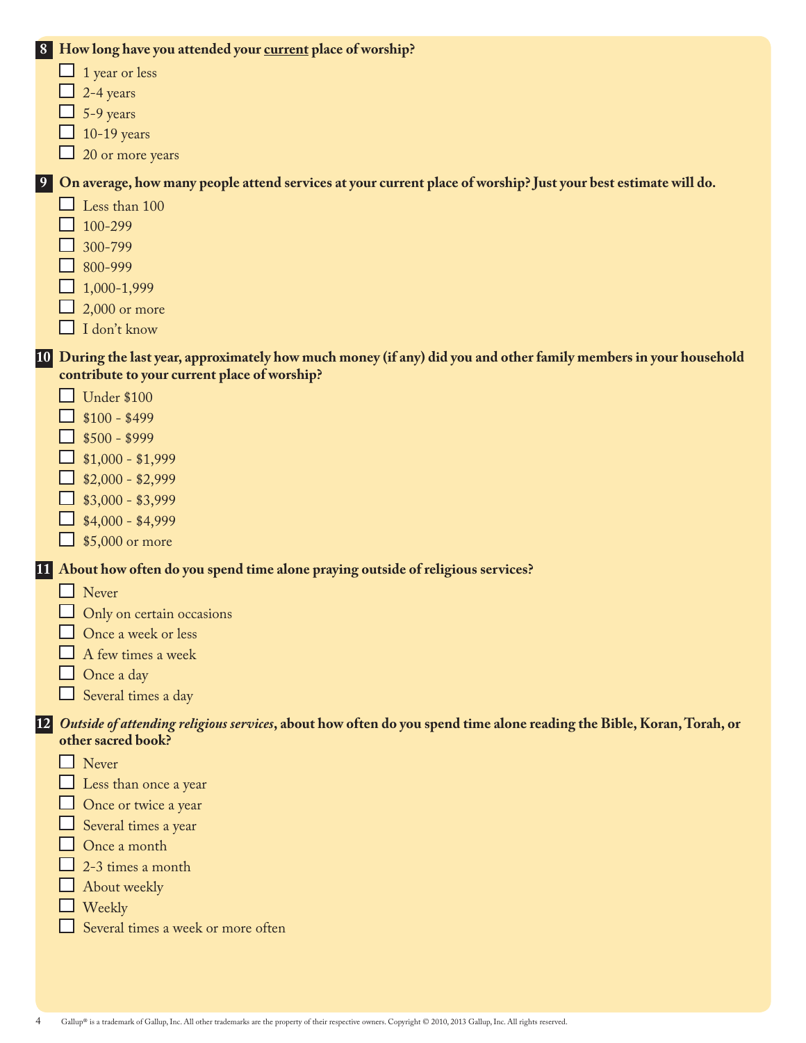**8 How long have you attended your <u>current</u> place of worship?**

- ☐ 1 year or less
- ☐ 2-4 years
- ☐ 5-9 years
- ☐ 10-19 years
- ☐ 20 or more years

**9 On average, how many people attend services at your current place of worship? Just your best estimate will do.**

- ☐ Less than 100
- ☐ 100-299
- ☐ 300-799
- ☐ 800-999
- ☐ 1,000-1,999
- ☐ 2,000 or more
- ☐ I don't know

**10 During the last year, approximately how much money (if any) did you and other family members in your household contribute to your current place of worship?**

- ☐ Under $100
- ☐ $100 - $499
- ☐ $500 - $999
- ☐ $1,000 - $1,999
- ☐ $2,000 - $2,999
- ☐ $3,000 - $3,999
- ☐ $4,000 - $4,999
- ☐ $5,000 or more

**11 About how often do you spend time alone praying outside of religious services?**

- ☐ Never
- ☐ Only on certain occasions
- ☐ Once a week or less
- ☐ A few times a week
- ☐ Once a day
- ☐ Several times a day

**12 *Outside of attending religious services*, about how often do you spend time alone reading the Bible, Koran, Torah, or other sacred book?**

- ☐ Never
- ☐ Less than once a year
- ☐ Once or twice a year
- ☐ Several times a year
- ☐ Once a month
- ☐ 2-3 times a month
- ☐ About weekly
- ☐ Weekly
- ☐ Several times a week or more often

Gallup® is a trademark of Gallup, Inc. All other trademarks are the property of their respective owners. Copyright © 2010, 2013 Gallup, Inc. All rights reserved.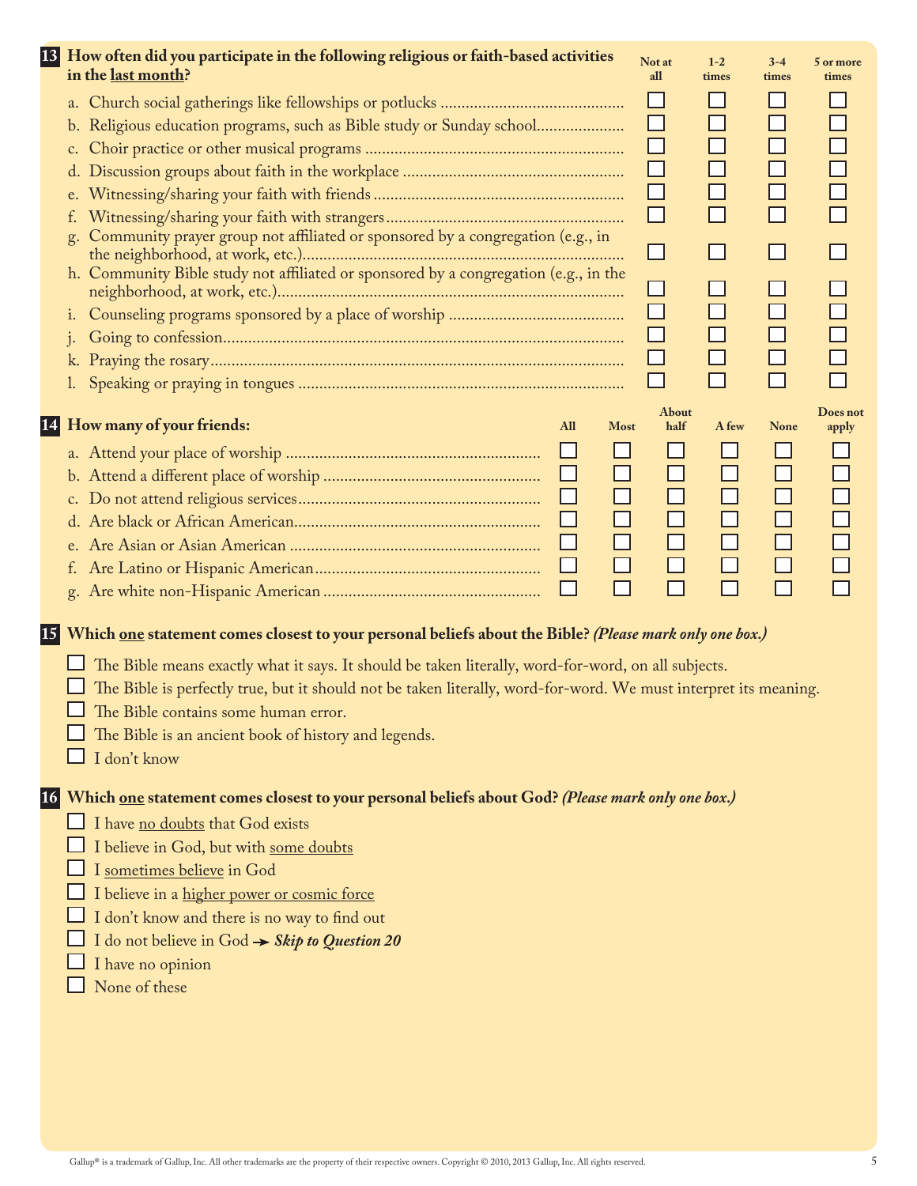**13** **How often did you participate in the following religious or faith-based activities in the last month?**

| | Not at all | 1-2 times | 3-4 times | 5 or more times |
|---|---|---|---|---|
| a. Church social gatherings like fellowships or potlucks | ☐ | ☐ | ☐ | ☐ |
| b. Religious education programs, such as Bible study or Sunday school | ☐ | ☐ | ☐ | ☐ |
| c. Choir practice or other musical programs | ☐ | ☐ | ☐ | ☐ |
| d. Discussion groups about faith in the workplace | ☐ | ☐ | ☐ | ☐ |
| e. Witnessing/sharing your faith with friends | ☐ | ☐ | ☐ | ☐ |
| f. Witnessing/sharing your faith with strangers | ☐ | ☐ | ☐ | ☐ |
| g. Community prayer group not affiliated or sponsored by a congregation (e.g., in the neighborhood, at work, etc.) | ☐ | ☐ | ☐ | ☐ |
| h. Community Bible study not affiliated or sponsored by a congregation (e.g., in the neighborhood, at work, etc.) | ☐ | ☐ | ☐ | ☐ |
| i. Counseling programs sponsored by a place of worship | ☐ | ☐ | ☐ | ☐ |
| j. Going to confession | ☐ | ☐ | ☐ | ☐ |
| k. Praying the rosary | ☐ | ☐ | ☐ | ☐ |
| l. Speaking or praying in tongues | ☐ | ☐ | ☐ | ☐ |

**14** **How many of your friends:**

| | All | Most | About half | A few | None | Does not apply |
|---|---|---|---|---|---|---|
| a. Attend your place of worship | ☐ | ☐ | ☐ | ☐ | ☐ | ☐ |
| b. Attend a different place of worship | ☐ | ☐ | ☐ | ☐ | ☐ | ☐ |
| c. Do not attend religious services | ☐ | ☐ | ☐ | ☐ | ☐ | ☐ |
| d. Are black or African American | ☐ | ☐ | ☐ | ☐ | ☐ | ☐ |
| e. Are Asian or Asian American | ☐ | ☐ | ☐ | ☐ | ☐ | ☐ |
| f. Are Latino or Hispanic American | ☐ | ☐ | ☐ | ☐ | ☐ | ☐ |
| g. Are white non-Hispanic American | ☐ | ☐ | ☐ | ☐ | ☐ | ☐ |

**15** **Which one statement comes closest to your personal beliefs about the Bible?** ***(Please mark only one box.)***

- ☐ The Bible means exactly what it says. It should be taken literally, word-for-word, on all subjects.
- ☐ The Bible is perfectly true, but it should not be taken literally, word-for-word. We must interpret its meaning.
- ☐ The Bible contains some human error.
- ☐ The Bible is an ancient book of history and legends.
- ☐ I don't know

**16** **Which one statement comes closest to your personal beliefs about God?** ***(Please mark only one box.)***

- ☐ I have no doubts that God exists
- ☐ I believe in God, but with some doubts
- ☐ I sometimes believe in God
- ☐ I believe in a higher power or cosmic force
- ☐ I don't know and there is no way to find out
- ☐ I do not believe in God → ***Skip to Question 20***
- ☐ I have no opinion
- ☐ None of these

Gallup® is a trademark of Gallup, Inc. All other trademarks are the property of their respective owners. Copyright © 2010, 2013 Gallup, Inc. All rights reserved.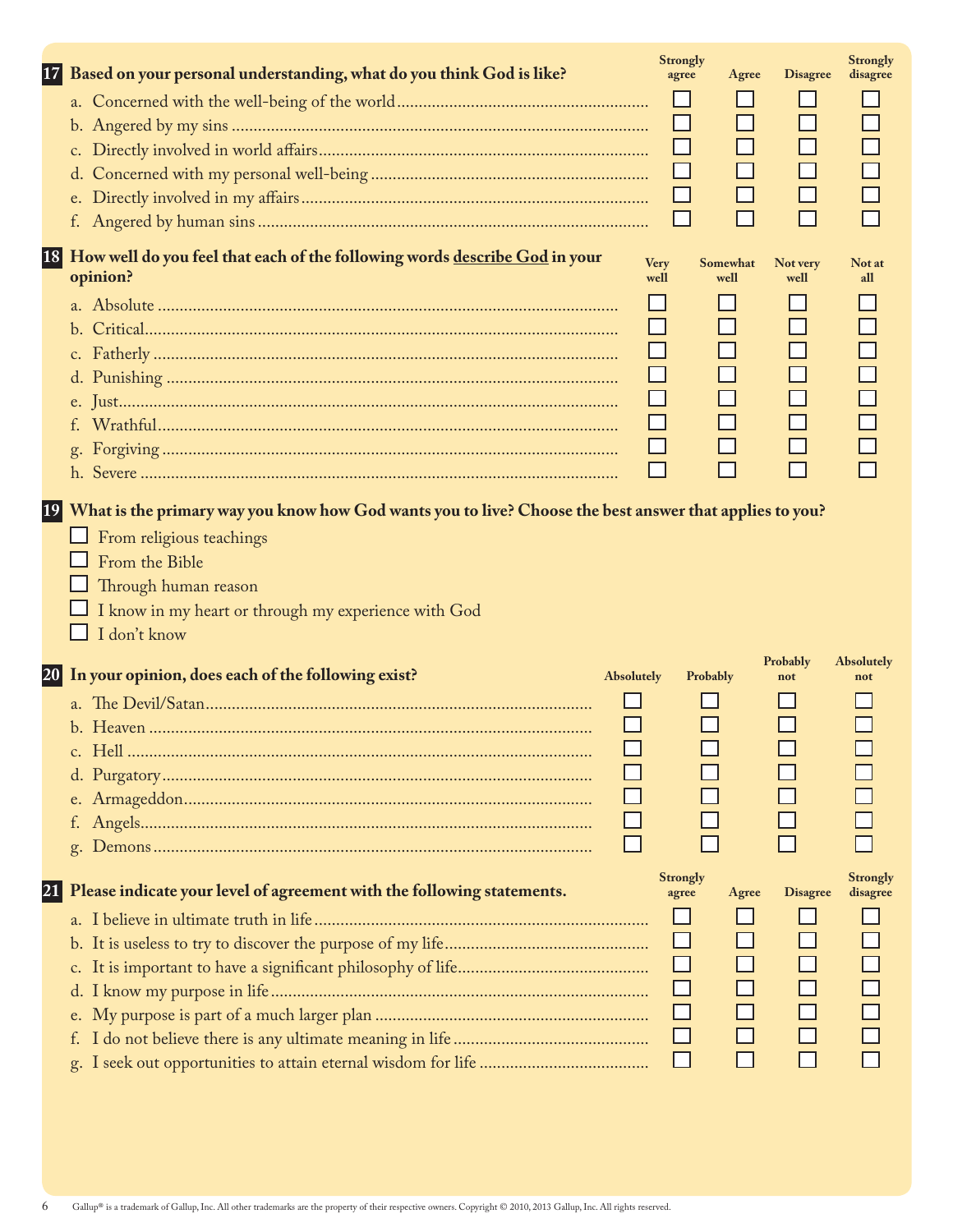**17 Based on your personal understanding, what do you think God is like?**

| | Strongly agree | Agree | Disagree | Strongly disagree |
|---|---|---|---|---|
| a. Concerned with the well-being of the world | ☐ | ☐ | ☐ | ☐ |
| b. Angered by my sins | ☐ | ☐ | ☐ | ☐ |
| c. Directly involved in world affairs | ☐ | ☐ | ☐ | ☐ |
| d. Concerned with my personal well-being | ☐ | ☐ | ☐ | ☐ |
| e. Directly involved in my affairs | ☐ | ☐ | ☐ | ☐ |
| f. Angered by human sins | ☐ | ☐ | ☐ | ☐ |

**18 How well do you feel that each of the following words describe God in your opinion?**

| | Very well | Somewhat well | Not very well | Not at all |
|---|---|---|---|---|
| a. Absolute | ☐ | ☐ | ☐ | ☐ |
| b. Critical | ☐ | ☐ | ☐ | ☐ |
| c. Fatherly | ☐ | ☐ | ☐ | ☐ |
| d. Punishing | ☐ | ☐ | ☐ | ☐ |
| e. Just | ☐ | ☐ | ☐ | ☐ |
| f. Wrathful | ☐ | ☐ | ☐ | ☐ |
| g. Forgiving | ☐ | ☐ | ☐ | ☐ |
| h. Severe | ☐ | ☐ | ☐ | ☐ |

**19 What is the primary way you know how God wants you to live? Choose the best answer that applies to you?**

- ☐ From religious teachings
- ☐ From the Bible
- ☐ Through human reason
- ☐ I know in my heart or through my experience with God
- ☐ I don't know

**20 In your opinion, does each of the following exist?**

| | Absolutely | Probably | Probably not | Absolutely not |
|---|---|---|---|---|
| a. The Devil/Satan | ☐ | ☐ | ☐ | ☐ |
| b. Heaven | ☐ | ☐ | ☐ | ☐ |
| c. Hell | ☐ | ☐ | ☐ | ☐ |
| d. Purgatory | ☐ | ☐ | ☐ | ☐ |
| e. Armageddon | ☐ | ☐ | ☐ | ☐ |
| f. Angels | ☐ | ☐ | ☐ | ☐ |
| g. Demons | ☐ | ☐ | ☐ | ☐ |

**21 Please indicate your level of agreement with the following statements.**

| | Strongly agree | Agree | Disagree | Strongly disagree |
|---|---|---|---|---|
| a. I believe in ultimate truth in life | ☐ | ☐ | ☐ | ☐ |
| b. It is useless to try to discover the purpose of my life | ☐ | ☐ | ☐ | ☐ |
| c. It is important to have a significant philosophy of life | ☐ | ☐ | ☐ | ☐ |
| d. I know my purpose in life | ☐ | ☐ | ☐ | ☐ |
| e. My purpose is part of a much larger plan | ☐ | ☐ | ☐ | ☐ |
| f. I do not believe there is any ultimate meaning in life | ☐ | ☐ | ☐ | ☐ |
| g. I seek out opportunities to attain eternal wisdom for life | ☐ | ☐ | ☐ | ☐ |

Gallup® is a trademark of Gallup, Inc. All other trademarks are the property of their respective owners. Copyright © 2010, 2013 Gallup, Inc. All rights reserved.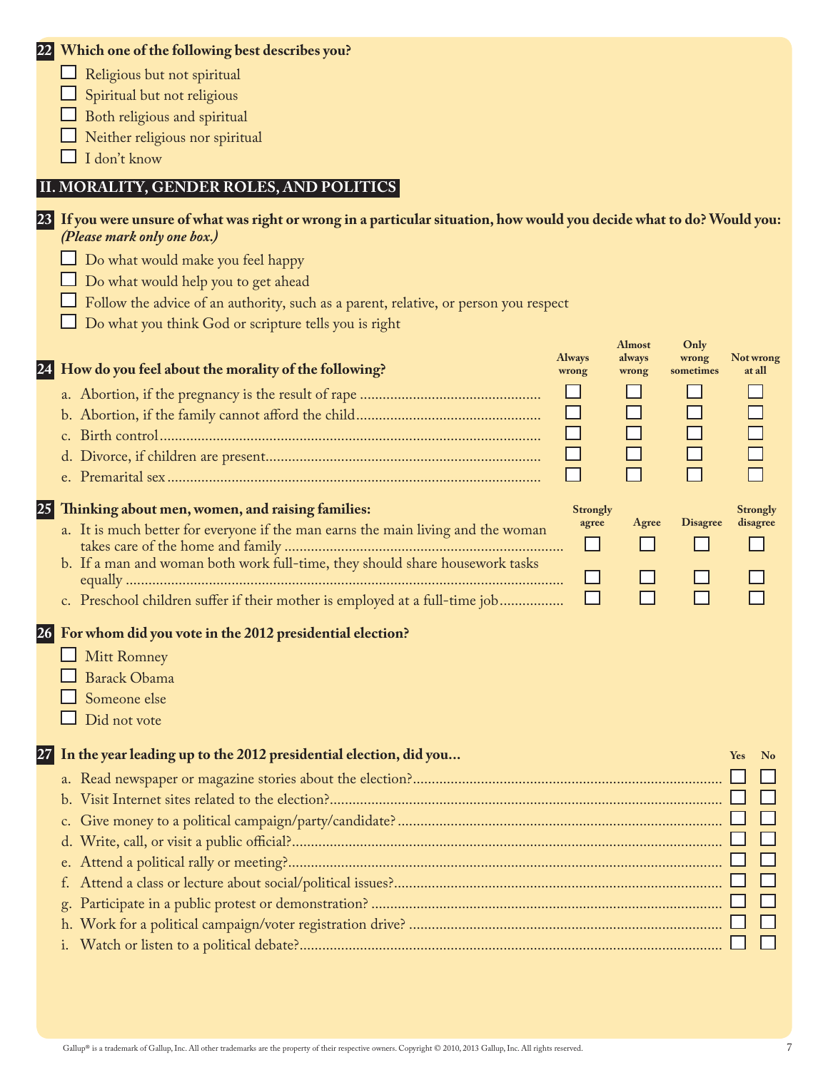**22 Which one of the following best describes you?**

- ☐ Religious but not spiritual
- ☐ Spiritual but not religious
- ☐ Both religious and spiritual
- ☐ Neither religious nor spiritual
- ☐ I don't know

## II. MORALITY, GENDER ROLES, AND POLITICS

**23 If you were unsure of what was right or wrong in a particular situation, how would you decide what to do? Would you:** ***(Please mark only one box.)***

- ☐ Do what would make you feel happy
- ☐ Do what would help you to get ahead
- ☐ Follow the advice of an authority, such as a parent, relative, or person you respect
- ☐ Do what you think God or scripture tells you is right

**24 How do you feel about the morality of the following?**

| | Always wrong | Almost always wrong | Only wrong sometimes | Not wrong at all |
|---|---|---|---|---|
| a. Abortion, if the pregnancy is the result of rape | ☐ | ☐ | ☐ | ☐ |
| b. Abortion, if the family cannot afford the child | ☐ | ☐ | ☐ | ☐ |
| c. Birth control | ☐ | ☐ | ☐ | ☐ |
| d. Divorce, if children are present | ☐ | ☐ | ☐ | ☐ |
| e. Premarital sex | ☐ | ☐ | ☐ | ☐ |

**25 Thinking about men, women, and raising families:**

| | Strongly agree | Agree | Disagree | Strongly disagree |
|---|---|---|---|---|
| a. It is much better for everyone if the man earns the main living and the woman takes care of the home and family | ☐ | ☐ | ☐ | ☐ |
| b. If a man and woman both work full-time, they should share housework tasks equally | ☐ | ☐ | ☐ | ☐ |
| c. Preschool children suffer if their mother is employed at a full-time job | ☐ | ☐ | ☐ | ☐ |

**26 For whom did you vote in the 2012 presidential election?**

- ☐ Mitt Romney
- ☐ Barack Obama
- ☐ Someone else
- ☐ Did not vote

**27 In the year leading up to the 2012 presidential election, did you...**

| | Yes | No |
|---|---|---|
| a. Read newspaper or magazine stories about the election? | ☐ | ☐ |
| b. Visit Internet sites related to the election? | ☐ | ☐ |
| c. Give money to a political campaign/party/candidate? | ☐ | ☐ |
| d. Write, call, or visit a public official? | ☐ | ☐ |
| e. Attend a political rally or meeting? | ☐ | ☐ |
| f. Attend a class or lecture about social/political issues? | ☐ | ☐ |
| g. Participate in a public protest or demonstration? | ☐ | ☐ |
| h. Work for a political campaign/voter registration drive? | ☐ | ☐ |
| i. Watch or listen to a political debate? | ☐ | ☐ |

Gallup® is a trademark of Gallup, Inc. All other trademarks are the property of their respective owners. Copyright © 2010, 2013 Gallup, Inc. All rights reserved.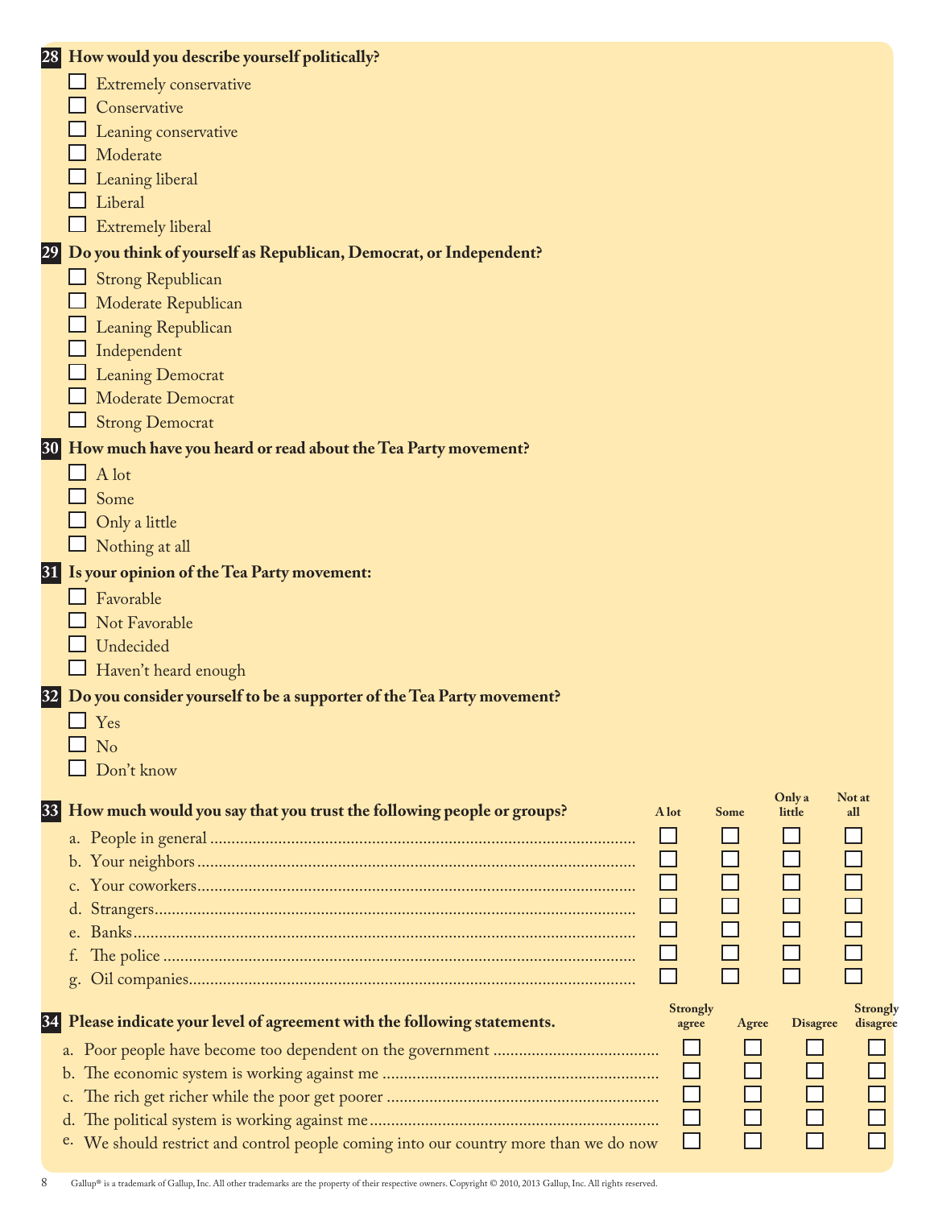**28 How would you describe yourself politically?**

- ☐ Extremely conservative
- ☐ Conservative
- ☐ Leaning conservative
- ☐ Moderate
- ☐ Leaning liberal
- ☐ Liberal
- ☐ Extremely liberal

**29 Do you think of yourself as Republican, Democrat, or Independent?**

- ☐ Strong Republican
- ☐ Moderate Republican
- ☐ Leaning Republican
- ☐ Independent
- ☐ Leaning Democrat
- ☐ Moderate Democrat
- ☐ Strong Democrat

**30 How much have you heard or read about the Tea Party movement?**

- ☐ A lot
- ☐ Some
- ☐ Only a little
- ☐ Nothing at all

**31 Is your opinion of the Tea Party movement:**

- ☐ Favorable
- ☐ Not Favorable
- ☐ Undecided
- ☐ Haven't heard enough

**32 Do you consider yourself to be a supporter of the Tea Party movement?**

- ☐ Yes
- ☐ No
- ☐ Don't know

| **33 How much would you say that you trust the following people or groups?** | A lot | Some | Only a little | Not at all |
|---|---|---|---|---|
| a. People in general | ☐ | ☐ | ☐ | ☐ |
| b. Your neighbors | ☐ | ☐ | ☐ | ☐ |
| c. Your coworkers | ☐ | ☐ | ☐ | ☐ |
| d. Strangers | ☐ | ☐ | ☐ | ☐ |
| e. Banks | ☐ | ☐ | ☐ | ☐ |
| f. The police | ☐ | ☐ | ☐ | ☐ |
| g. Oil companies | ☐ | ☐ | ☐ | ☐ |

| **34 Please indicate your level of agreement with the following statements.** | Strongly agree | Agree | Disagree | Strongly disagree |
|---|---|---|---|---|
| a. Poor people have become too dependent on the government | ☐ | ☐ | ☐ | ☐ |
| b. The economic system is working against me | ☐ | ☐ | ☐ | ☐ |
| c. The rich get richer while the poor get poorer | ☐ | ☐ | ☐ | ☐ |
| d. The political system is working against me | ☐ | ☐ | ☐ | ☐ |
| e. We should restrict and control people coming into our country more than we do now | ☐ | ☐ | ☐ | ☐ |

Gallup® is a trademark of Gallup, Inc. All other trademarks are the property of their respective owners. Copyright © 2010, 2013 Gallup, Inc. All rights reserved.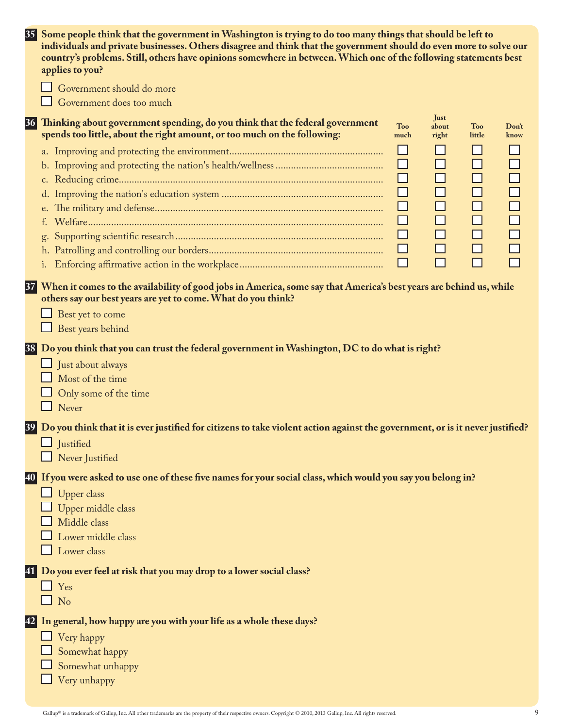**35** **Some people think that the government in Washington is trying to do too many things that should be left to individuals and private businesses. Others disagree and think that the government should do even more to solve our country's problems. Still, others have opinions somewhere in between. Which one of the following statements best applies to you?**

- ☐ Government should do more
- ☐ Government does too much

**36** **Thinking about government spending, do you think that the federal government spends too little, about the right amount, or too much on the following:**

| | Too much | Just about right | Too little | Don't know |
|---|---|---|---|---|
| a. Improving and protecting the environment | ☐ | ☐ | ☐ | ☐ |
| b. Improving and protecting the nation's health/wellness | ☐ | ☐ | ☐ | ☐ |
| c. Reducing crime | ☐ | ☐ | ☐ | ☐ |
| d. Improving the nation's education system | ☐ | ☐ | ☐ | ☐ |
| e. The military and defense | ☐ | ☐ | ☐ | ☐ |
| f. Welfare | ☐ | ☐ | ☐ | ☐ |
| g. Supporting scientific research | ☐ | ☐ | ☐ | ☐ |
| h. Patrolling and controlling our borders | ☐ | ☐ | ☐ | ☐ |
| i. Enforcing affirmative action in the workplace | ☐ | ☐ | ☐ | ☐ |

**37** **When it comes to the availability of good jobs in America, some say that America's best years are behind us, while others say our best years are yet to come. What do you think?**

- ☐ Best yet to come
- ☐ Best years behind

**38** **Do you think that you can trust the federal government in Washington, DC to do what is right?**

- ☐ Just about always
- ☐ Most of the time
- ☐ Only some of the time
- ☐ Never

**39** **Do you think that it is ever justified for citizens to take violent action against the government, or is it never justified?**

- ☐ Justified
- ☐ Never Justified

**40** **If you were asked to use one of these five names for your social class, which would you say you belong in?**

- ☐ Upper class
- ☐ Upper middle class
- ☐ Middle class
- ☐ Lower middle class
- ☐ Lower class

**41** **Do you ever feel at risk that you may drop to a lower social class?**

- ☐ Yes
- ☐ No

**42** **In general, how happy are you with your life as a whole these days?**

- ☐ Very happy
- ☐ Somewhat happy
- ☐ Somewhat unhappy
- ☐ Very unhappy

Gallup® is a trademark of Gallup, Inc. All other trademarks are the property of their respective owners. Copyright © 2010, 2013 Gallup, Inc. All rights reserved.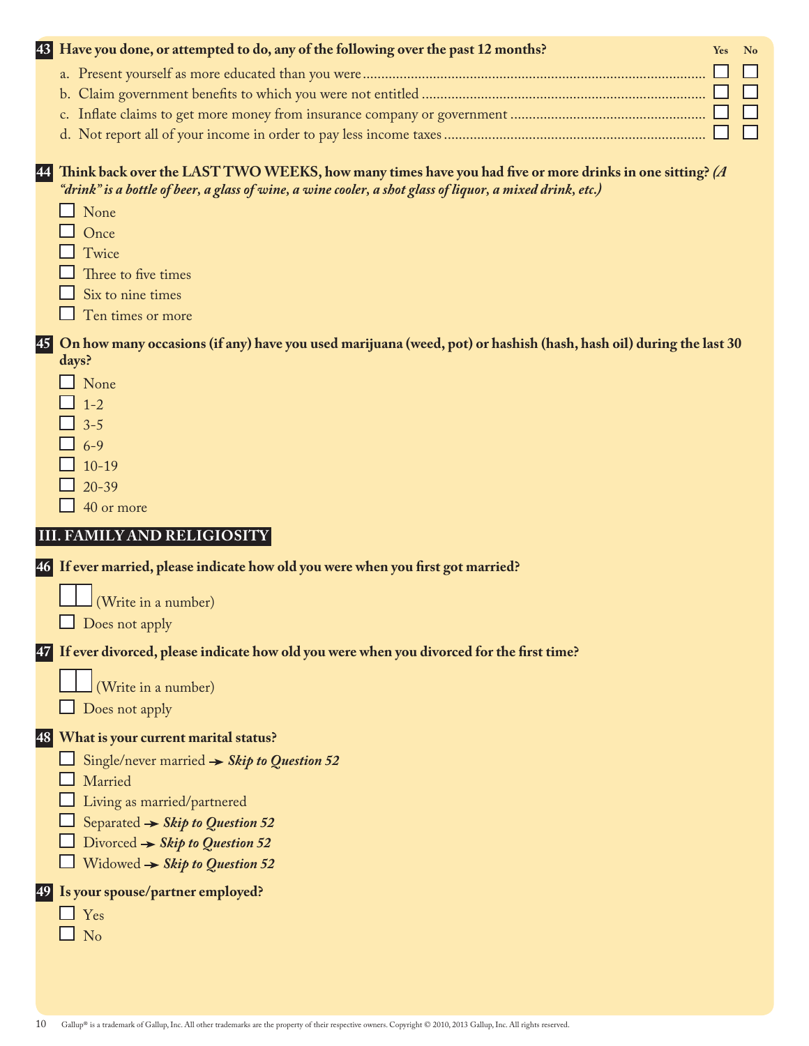**43** **Have you done, or attempted to do, any of the following over the past 12 months?**

| | Yes | No |
|---|---|---|
| a. Present yourself as more educated than you were | ☐ | ☐ |
| b. Claim government benefits to which you were not entitled | ☐ | ☐ |
| c. Inflate claims to get more money from insurance company or government | ☐ | ☐ |
| d. Not report all of your income in order to pay less income taxes | ☐ | ☐ |

**44** **Think back over the LAST TWO WEEKS, how many times have you had five or more drinks in one sitting?** ***(A "drink" is a bottle of beer, a glass of wine, a wine cooler, a shot glass of liquor, a mixed drink, etc.)***

- ☐ None
- ☐ Once
- ☐ Twice
- ☐ Three to five times
- ☐ Six to nine times
- ☐ Ten times or more

**45** **On how many occasions (if any) have you used marijuana (weed, pot) or hashish (hash, hash oil) during the last 30 days?**

- ☐ None
- ☐ 1-2
- ☐ 3-5
- ☐ 6-9
- ☐ 10-19
- ☐ 20-39
- ☐ 40 or more

## III. FAMILY AND RELIGIOSITY

**46** **If ever married, please indicate how old you were when you first got married?**

- ☐☐ (Write in a number)
- ☐ Does not apply

**47** **If ever divorced, please indicate how old you were when you divorced for the first time?**

- ☐☐ (Write in a number)
- ☐ Does not apply

**48** **What is your current marital status?**

- ☐ Single/never married → ***Skip to Question 52***
- ☐ Married
- ☐ Living as married/partnered
- ☐ Separated → ***Skip to Question 52***
- ☐ Divorced → ***Skip to Question 52***
- ☐ Widowed → ***Skip to Question 52***

**49** **Is your spouse/partner employed?**

- ☐ Yes
- ☐ No

Gallup® is a trademark of Gallup, Inc. All other trademarks are the property of their respective owners. Copyright © 2010, 2013 Gallup, Inc. All rights reserved.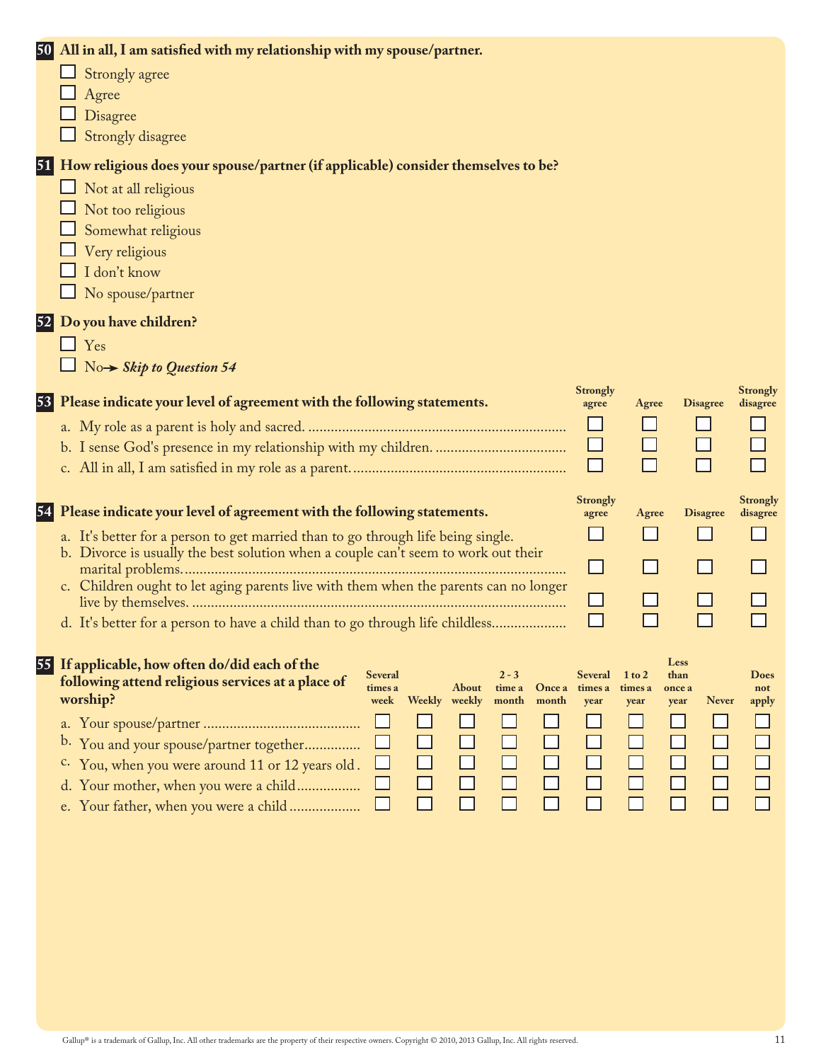**50 All in all, I am satisfied with my relationship with my spouse/partner.**

- ☐ Strongly agree
- ☐ Agree
- ☐ Disagree
- ☐ Strongly disagree

**51 How religious does your spouse/partner (if applicable) consider themselves to be?**

- ☐ Not at all religious
- ☐ Not too religious
- ☐ Somewhat religious
- ☐ Very religious
- ☐ I don't know
- ☐ No spouse/partner

**52 Do you have children?**

- ☐ Yes
- ☐ No → ***Skip to Question 54***

**53 Please indicate your level of agreement with the following statements.**

| | Strongly agree | Agree | Disagree | Strongly disagree |
|---|---|---|---|---|
| a. My role as a parent is holy and sacred. | ☐ | ☐ | ☐ | ☐ |
| b. I sense God's presence in my relationship with my children. | ☐ | ☐ | ☐ | ☐ |
| c. All in all, I am satisfied in my role as a parent. | ☐ | ☐ | ☐ | ☐ |

**54 Please indicate your level of agreement with the following statements.**

| | Strongly agree | Agree | Disagree | Strongly disagree |
|---|---|---|---|---|
| a. It's better for a person to get married than to go through life being single. | ☐ | ☐ | ☐ | ☐ |
| b. Divorce is usually the best solution when a couple can't seem to work out their marital problems. | ☐ | ☐ | ☐ | ☐ |
| c. Children ought to let aging parents live with them when the parents can no longer live by themselves. | ☐ | ☐ | ☐ | ☐ |
| d. It's better for a person to have a child than to go through life childless. | ☐ | ☐ | ☐ | ☐ |

**55 If applicable, how often do/did each of the following attend religious services at a place of worship?**

| | Several times a week | Weekly | About weekly | 2 - 3 time a month | Once a month | Several times a year | 1 to 2 times a year | Less than once a year | Never | Does not apply |
|---|---|---|---|---|---|---|---|---|---|---|
| a. Your spouse/partner | ☐ | ☐ | ☐ | ☐ | ☐ | ☐ | ☐ | ☐ | ☐ | ☐ |
| b. You and your spouse/partner together | ☐ | ☐ | ☐ | ☐ | ☐ | ☐ | ☐ | ☐ | ☐ | ☐ |
| c. You, when you were around 11 or 12 years old | ☐ | ☐ | ☐ | ☐ | ☐ | ☐ | ☐ | ☐ | ☐ | ☐ |
| d. Your mother, when you were a child | ☐ | ☐ | ☐ | ☐ | ☐ | ☐ | ☐ | ☐ | ☐ | ☐ |
| e. Your father, when you were a child | ☐ | ☐ | ☐ | ☐ | ☐ | ☐ | ☐ | ☐ | ☐ | ☐ |

Gallup® is a trademark of Gallup, Inc. All other trademarks are the property of their respective owners. Copyright © 2010, 2013 Gallup, Inc. All rights reserved.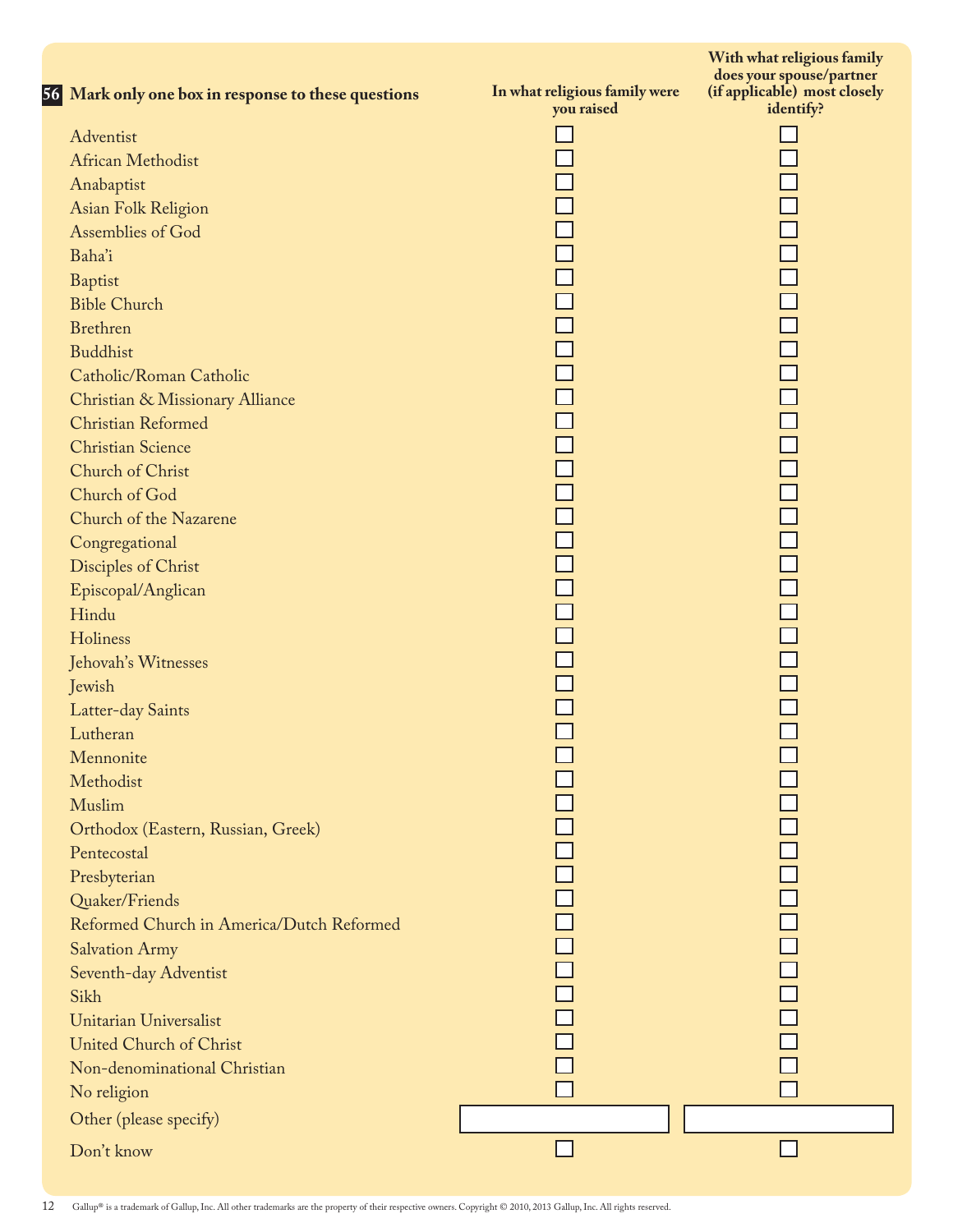**56** **Mark only one box in response to these questions**

| | In what religious family were you raised | With what religious family does your spouse/partner (if applicable) most closely identify? |
|---|---|---|
| Adventist | ☐ | ☐ |
| African Methodist | ☐ | ☐ |
| Anabaptist | ☐ | ☐ |
| Asian Folk Religion | ☐ | ☐ |
| Assemblies of God | ☐ | ☐ |
| Baha'i | ☐ | ☐ |
| Baptist | ☐ | ☐ |
| Bible Church | ☐ | ☐ |
| Brethren | ☐ | ☐ |
| Buddhist | ☐ | ☐ |
| Catholic/Roman Catholic | ☐ | ☐ |
| Christian & Missionary Alliance | ☐ | ☐ |
| Christian Reformed | ☐ | ☐ |
| Christian Science | ☐ | ☐ |
| Church of Christ | ☐ | ☐ |
| Church of God | ☐ | ☐ |
| Church of the Nazarene | ☐ | ☐ |
| Congregational | ☐ | ☐ |
| Disciples of Christ | ☐ | ☐ |
| Episcopal/Anglican | ☐ | ☐ |
| Hindu | ☐ | ☐ |
| Holiness | ☐ | ☐ |
| Jehovah's Witnesses | ☐ | ☐ |
| Jewish | ☐ | ☐ |
| Latter-day Saints | ☐ | ☐ |
| Lutheran | ☐ | ☐ |
| Mennonite | ☐ | ☐ |
| Methodist | ☐ | ☐ |
| Muslim | ☐ | ☐ |
| Orthodox (Eastern, Russian, Greek) | ☐ | ☐ |
| Pentecostal | ☐ | ☐ |
| Presbyterian | ☐ | ☐ |
| Quaker/Friends | ☐ | ☐ |
| Reformed Church in America/Dutch Reformed | ☐ | ☐ |
| Salvation Army | ☐ | ☐ |
| Seventh-day Adventist | ☐ | ☐ |
| Sikh | ☐ | ☐ |
| Unitarian Universalist | ☐ | ☐ |
| United Church of Christ | ☐ | ☐ |
| Non-denominational Christian | ☐ | ☐ |
| No religion | ☐ | ☐ |
| Other (please specify) | ________ | ________ |
| Don't know | ☐ | ☐ |

Gallup® is a trademark of Gallup, Inc. All other trademarks are the property of their respective owners. Copyright © 2010, 2013 Gallup, Inc. All rights reserved.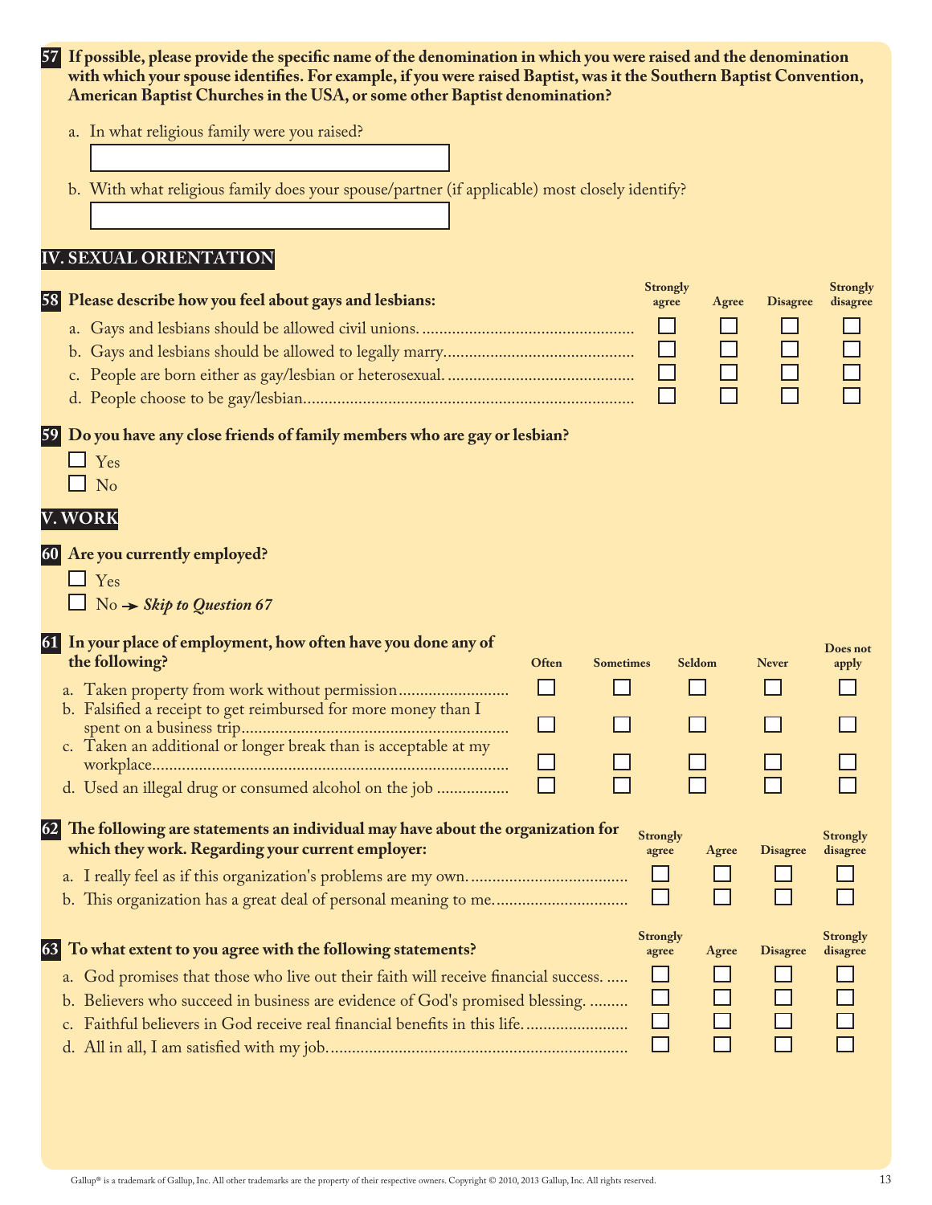**57 If possible, please provide the specific name of the denomination in which you were raised and the denomination with which your spouse identifies. For example, if you were raised Baptist, was it the Southern Baptist Convention, American Baptist Churches in the USA, or some other Baptist denomination?**

a. In what religious family were you raised?

☐

b. With what religious family does your spouse/partner (if applicable) most closely identify?

☐

## IV. SEXUAL ORIENTATION

| **58 Please describe how you feel about gays and lesbians:** | Strongly agree | Agree | Disagree | Strongly disagree |
|---|---|---|---|---|
| a. Gays and lesbians should be allowed civil unions. | ☐ | ☐ | ☐ | ☐ |
| b. Gays and lesbians should be allowed to legally marry. | ☐ | ☐ | ☐ | ☐ |
| c. People are born either as gay/lesbian or heterosexual. | ☐ | ☐ | ☐ | ☐ |
| d. People choose to be gay/lesbian. | ☐ | ☐ | ☐ | ☐ |

**59 Do you have any close friends of family members who are gay or lesbian?**

☐ Yes
☐ No

## V. WORK

**60 Are you currently employed?**

☐ Yes
☐ No ➔ ***Skip to Question 67***

| **61 In your place of employment, how often have you done any of the following?** | Often | Sometimes | Seldom | Never | Does not apply |
|---|---|---|---|---|---|
| a. Taken property from work without permission | ☐ | ☐ | ☐ | ☐ | ☐ |
| b. Falsified a receipt to get reimbursed for more money than I spent on a business trip | ☐ | ☐ | ☐ | ☐ | ☐ |
| c. Taken an additional or longer break than is acceptable at my workplace | ☐ | ☐ | ☐ | ☐ | ☐ |
| d. Used an illegal drug or consumed alcohol on the job | ☐ | ☐ | ☐ | ☐ | ☐ |

| **62 The following are statements an individual may have about the organization for which they work. Regarding your current employer:** | Strongly agree | Agree | Disagree | Strongly disagree |
|---|---|---|---|---|
| a. I really feel as if this organization's problems are my own. | ☐ | ☐ | ☐ | ☐ |
| b. This organization has a great deal of personal meaning to me. | ☐ | ☐ | ☐ | ☐ |

| **63 To what extent to you agree with the following statements?** | Strongly agree | Agree | Disagree | Strongly disagree |
|---|---|---|---|---|
| a. God promises that those who live out their faith will receive financial success. | ☐ | ☐ | ☐ | ☐ |
| b. Believers who succeed in business are evidence of God's promised blessing. | ☐ | ☐ | ☐ | ☐ |
| c. Faithful believers in God receive real financial benefits in this life. | ☐ | ☐ | ☐ | ☐ |
| d. All in all, I am satisfied with my job. | ☐ | ☐ | ☐ | ☐ |

Gallup® is a trademark of Gallup, Inc. All other trademarks are the property of their respective owners. Copyright © 2010, 2013 Gallup, Inc. All rights reserved.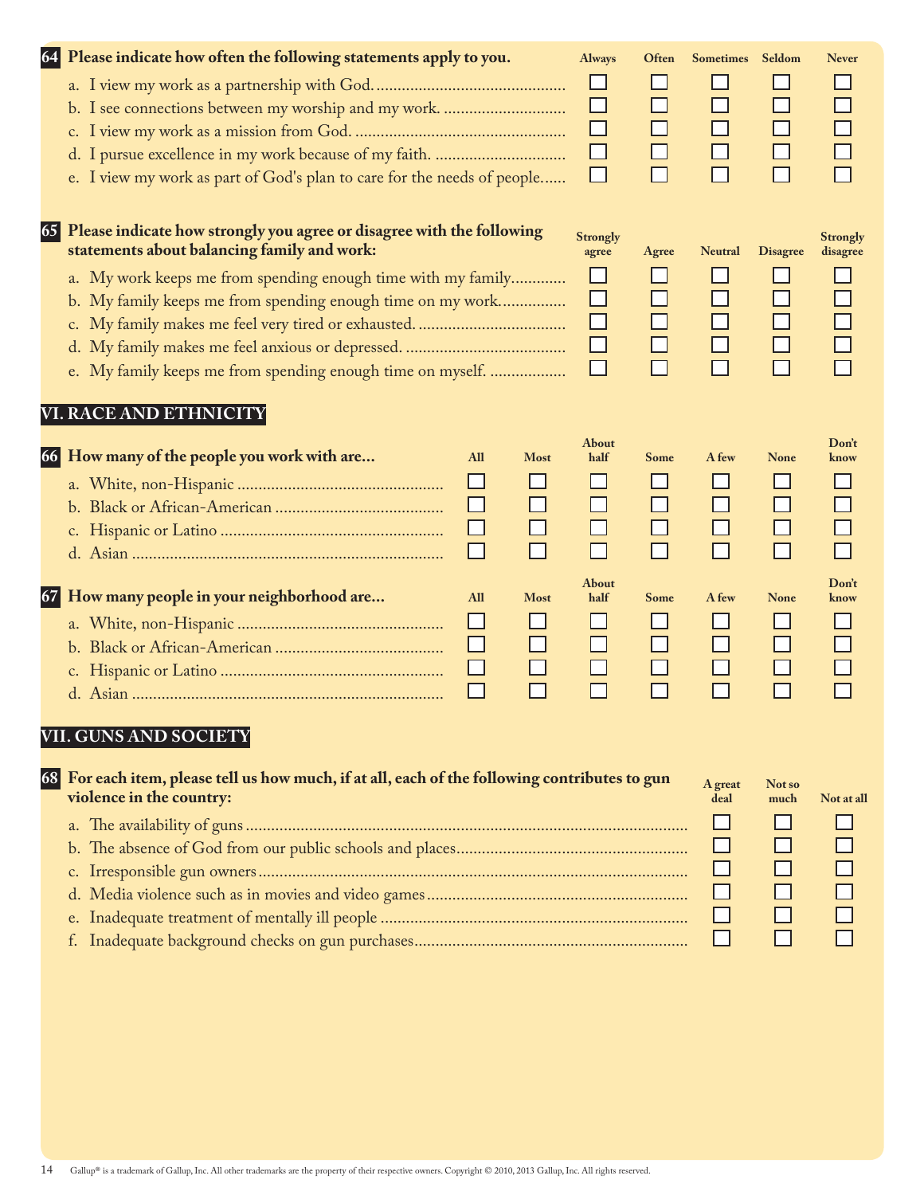**64 Please indicate how often the following statements apply to you.**

| | Always | Often | Sometimes | Seldom | Never |
|---|---|---|---|---|---|
| a. I view my work as a partnership with God. | ☐ | ☐ | ☐ | ☐ | ☐ |
| b. I see connections between my worship and my work. | ☐ | ☐ | ☐ | ☐ | ☐ |
| c. I view my work as a mission from God. | ☐ | ☐ | ☐ | ☐ | ☐ |
| d. I pursue excellence in my work because of my faith. | ☐ | ☐ | ☐ | ☐ | ☐ |
| e. I view my work as part of God's plan to care for the needs of people. | ☐ | ☐ | ☐ | ☐ | ☐ |

**65 Please indicate how strongly you agree or disagree with the following statements about balancing family and work:**

| | Strongly agree | Agree | Neutral | Disagree | Strongly disagree |
|---|---|---|---|---|---|
| a. My work keeps me from spending enough time with my family | ☐ | ☐ | ☐ | ☐ | ☐ |
| b. My family keeps me from spending enough time on my work | ☐ | ☐ | ☐ | ☐ | ☐ |
| c. My family makes me feel very tired or exhausted. | ☐ | ☐ | ☐ | ☐ | ☐ |
| d. My family makes me feel anxious or depressed. | ☐ | ☐ | ☐ | ☐ | ☐ |
| e. My family keeps me from spending enough time on myself. | ☐ | ☐ | ☐ | ☐ | ☐ |

## VI. RACE AND ETHNICITY

**66 How many of the people you work with are...**

| | All | Most | About half | Some | A few | None | Don't know |
|---|---|---|---|---|---|---|---|
| a. White, non-Hispanic | ☐ | ☐ | ☐ | ☐ | ☐ | ☐ | ☐ |
| b. Black or African-American | ☐ | ☐ | ☐ | ☐ | ☐ | ☐ | ☐ |
| c. Hispanic or Latino | ☐ | ☐ | ☐ | ☐ | ☐ | ☐ | ☐ |
| d. Asian | ☐ | ☐ | ☐ | ☐ | ☐ | ☐ | ☐ |

**67 How many people in your neighborhood are...**

| | All | Most | About half | Some | A few | None | Don't know |
|---|---|---|---|---|---|---|---|
| a. White, non-Hispanic | ☐ | ☐ | ☐ | ☐ | ☐ | ☐ | ☐ |
| b. Black or African-American | ☐ | ☐ | ☐ | ☐ | ☐ | ☐ | ☐ |
| c. Hispanic or Latino | ☐ | ☐ | ☐ | ☐ | ☐ | ☐ | ☐ |
| d. Asian | ☐ | ☐ | ☐ | ☐ | ☐ | ☐ | ☐ |

## VII. GUNS AND SOCIETY

**68 For each item, please tell us how much, if at all, each of the following contributes to gun violence in the country:**

| | A great deal | Not so much | Not at all |
|---|---|---|---|
| a. The availability of guns | ☐ | ☐ | ☐ |
| b. The absence of God from our public schools and places | ☐ | ☐ | ☐ |
| c. Irresponsible gun owners | ☐ | ☐ | ☐ |
| d. Media violence such as in movies and video games | ☐ | ☐ | ☐ |
| e. Inadequate treatment of mentally ill people | ☐ | ☐ | ☐ |
| f. Inadequate background checks on gun purchases | ☐ | ☐ | ☐ |

Gallup® is a trademark of Gallup, Inc. All other trademarks are the property of their respective owners. Copyright © 2010, 2013 Gallup, Inc. All rights reserved.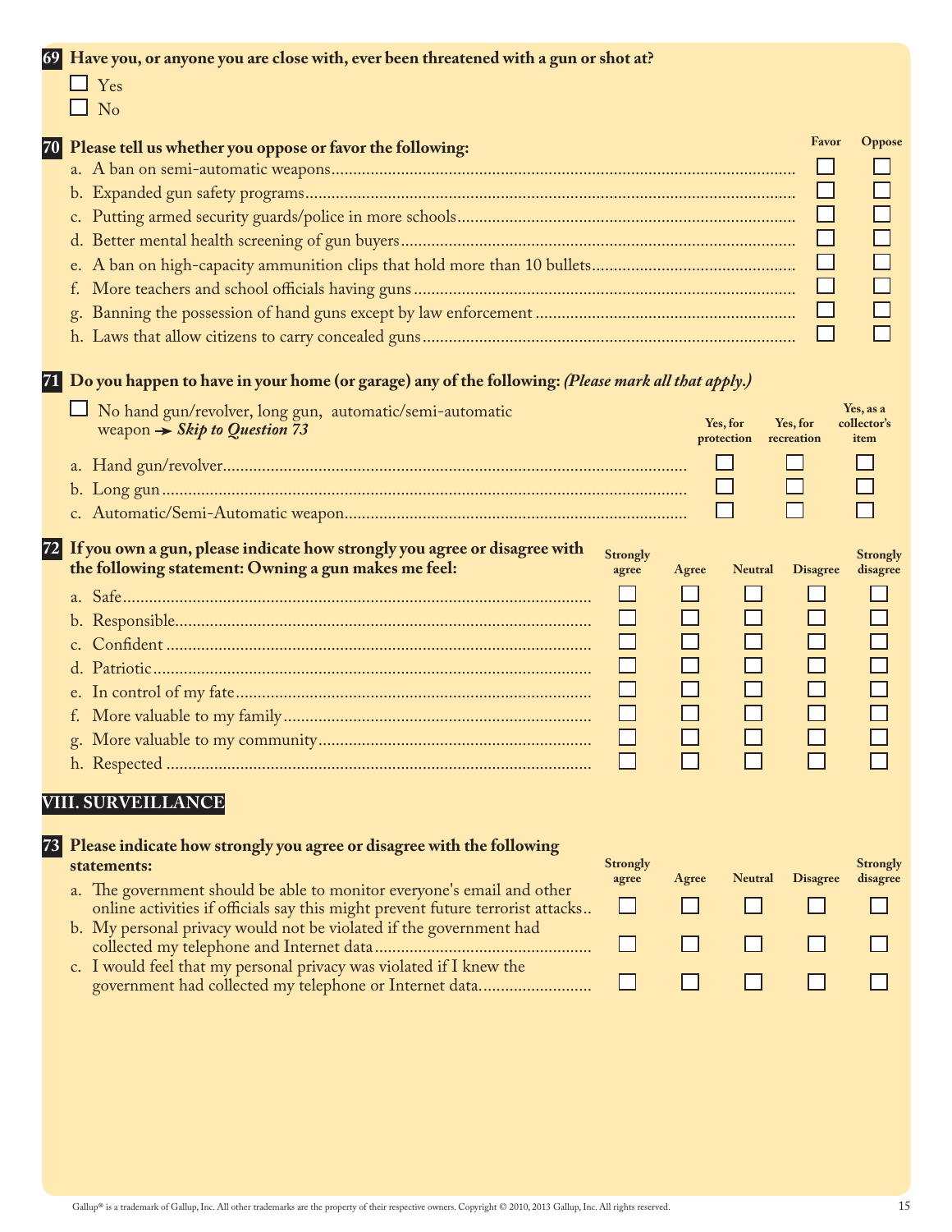**69 Have you, or anyone you are close with, ever been threatened with a gun or shot at?**

- ☐ Yes
- ☐ No

**70 Please tell us whether you oppose or favor the following:**

| | Favor | Oppose |
|---|---|---|
| a. A ban on semi-automatic weapons | ☐ | ☐ |
| b. Expanded gun safety programs | ☐ | ☐ |
| c. Putting armed security guards/police in more schools | ☐ | ☐ |
| d. Better mental health screening of gun buyers | ☐ | ☐ |
| e. A ban on high-capacity ammunition clips that hold more than 10 bullets | ☐ | ☐ |
| f. More teachers and school officials having guns | ☐ | ☐ |
| g. Banning the possession of hand guns except by law enforcement | ☐ | ☐ |
| h. Laws that allow citizens to carry concealed guns | ☐ | ☐ |

**71 Do you happen to have in your home (or garage) any of the following:** ***(Please mark all that apply.)***

☐ No hand gun/revolver, long gun, automatic/semi-automatic weapon → ***Skip to Question 73***

| | Yes, for protection | Yes, for recreation | Yes, as a collector's item |
|---|---|---|---|
| a. Hand gun/revolver | ☐ | ☐ | ☐ |
| b. Long gun | ☐ | ☐ | ☐ |
| c. Automatic/Semi-Automatic weapon | ☐ | ☐ | ☐ |

**72 If you own a gun, please indicate how strongly you agree or disagree with the following statement: Owning a gun makes me feel:**

| | Strongly agree | Agree | Neutral | Disagree | Strongly disagree |
|---|---|---|---|---|---|
| a. Safe | ☐ | ☐ | ☐ | ☐ | ☐ |
| b. Responsible | ☐ | ☐ | ☐ | ☐ | ☐ |
| c. Confident | ☐ | ☐ | ☐ | ☐ | ☐ |
| d. Patriotic | ☐ | ☐ | ☐ | ☐ | ☐ |
| e. In control of my fate | ☐ | ☐ | ☐ | ☐ | ☐ |
| f. More valuable to my family | ☐ | ☐ | ☐ | ☐ | ☐ |
| g. More valuable to my community | ☐ | ☐ | ☐ | ☐ | ☐ |
| h. Respected | ☐ | ☐ | ☐ | ☐ | ☐ |

## VIII. SURVEILLANCE

**73 Please indicate how strongly you agree or disagree with the following statements:**

| | Strongly agree | Agree | Neutral | Disagree | Strongly disagree |
|---|---|---|---|---|---|
| a. The government should be able to monitor everyone's email and other online activities if officials say this might prevent future terrorist attacks | ☐ | ☐ | ☐ | ☐ | ☐ |
| b. My personal privacy would not be violated if the government had collected my telephone and Internet data | ☐ | ☐ | ☐ | ☐ | ☐ |
| c. I would feel that my personal privacy was violated if I knew the government had collected my telephone or Internet data | ☐ | ☐ | ☐ | ☐ | ☐ |

Gallup® is a trademark of Gallup, Inc. All other trademarks are the property of their respective owners. Copyright © 2010, 2013 Gallup, Inc. All rights reserved.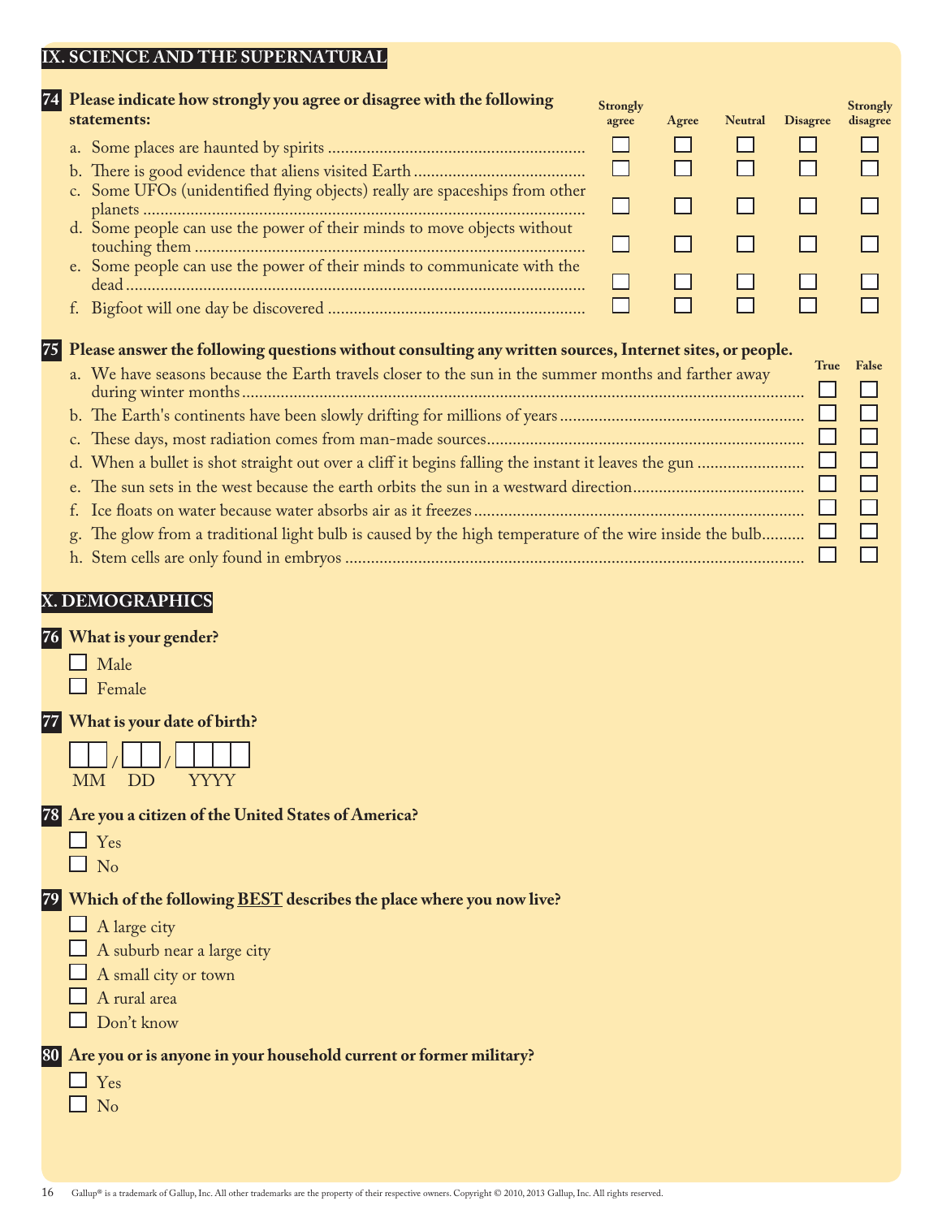## IX. SCIENCE AND THE SUPERNATURAL

**74 Please indicate how strongly you agree or disagree with the following statements:**

| | Strongly agree | Agree | Neutral | Disagree | Strongly disagree |
|---|---|---|---|---|---|
| a. Some places are haunted by spirits | ☐ | ☐ | ☐ | ☐ | ☐ |
| b. There is good evidence that aliens visited Earth | ☐ | ☐ | ☐ | ☐ | ☐ |
| c. Some UFOs (unidentified flying objects) really are spaceships from other planets | ☐ | ☐ | ☐ | ☐ | ☐ |
| d. Some people can use the power of their minds to move objects without touching them | ☐ | ☐ | ☐ | ☐ | ☐ |
| e. Some people can use the power of their minds to communicate with the dead | ☐ | ☐ | ☐ | ☐ | ☐ |
| f. Bigfoot will one day be discovered | ☐ | ☐ | ☐ | ☐ | ☐ |

**75 Please answer the following questions without consulting any written sources, Internet sites, or people.**

| | True | False |
|---|---|---|
| a. We have seasons because the Earth travels closer to the sun in the summer months and farther away during winter months | ☐ | ☐ |
| b. The Earth's continents have been slowly drifting for millions of years | ☐ | ☐ |
| c. These days, most radiation comes from man-made sources | ☐ | ☐ |
| d. When a bullet is shot straight out over a cliff it begins falling the instant it leaves the gun | ☐ | ☐ |
| e. The sun sets in the west because the earth orbits the sun in a westward direction | ☐ | ☐ |
| f. Ice floats on water because water absorbs air as it freezes | ☐ | ☐ |
| g. The glow from a traditional light bulb is caused by the high temperature of the wire inside the bulb | ☐ | ☐ |
| h. Stem cells are only found in embryos | ☐ | ☐ |

## X. DEMOGRAPHICS

**76 What is your gender?**

- ☐ Male
- ☐ Female

**77 What is your date of birth?**

☐☐ / ☐☐ / ☐☐☐☐
MM DD YYYY

**78 Are you a citizen of the United States of America?**

- ☐ Yes
- ☐ No

**79 Which of the following BEST describes the place where you now live?**

- ☐ A large city
- ☐ A suburb near a large city
- ☐ A small city or town
- ☐ A rural area
- ☐ Don't know

**80 Are you or is anyone in your household current or former military?**

- ☐ Yes
- ☐ No

Gallup® is a trademark of Gallup, Inc. All other trademarks are the property of their respective owners. Copyright © 2010, 2013 Gallup, Inc. All rights reserved.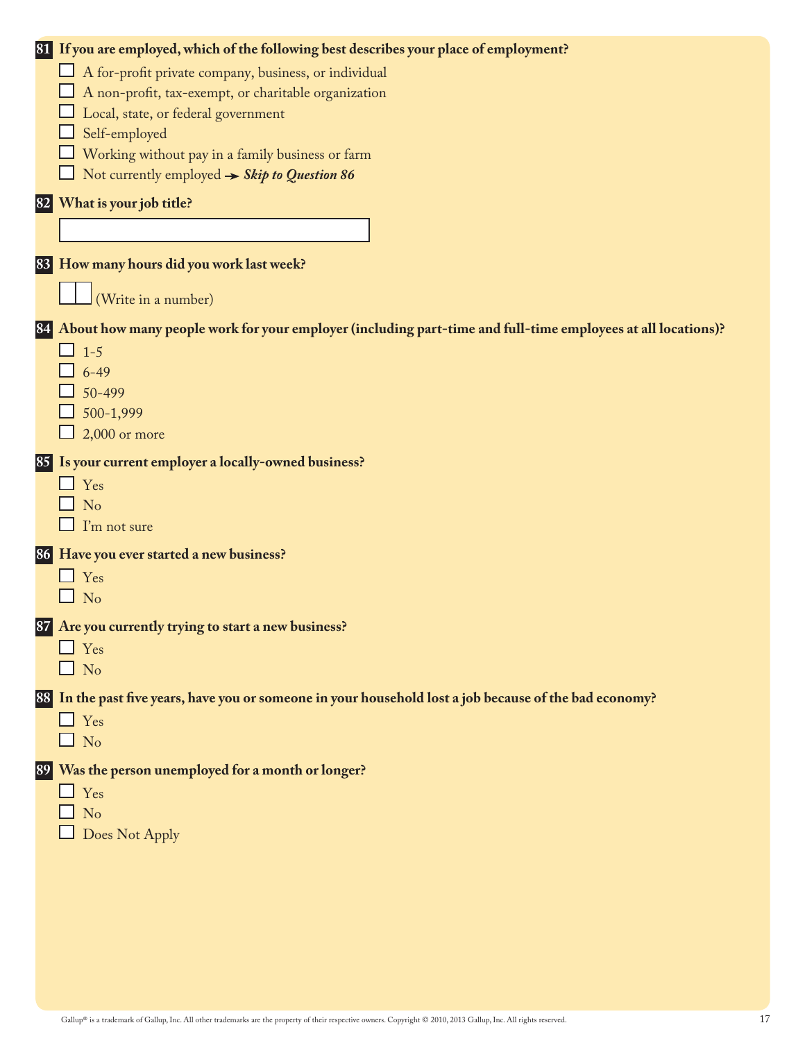**81 If you are employed, which of the following best describes your place of employment?**

- ☐ A for-profit private company, business, or individual
- ☐ A non-profit, tax-exempt, or charitable organization
- ☐ Local, state, or federal government
- ☐ Self-employed
- ☐ Working without pay in a family business or farm
- ☐ Not currently employed → ***Skip to Question 86***

**82 What is your job title?**

______________________________

**83 How many hours did you work last week?**

☐☐ (Write in a number)

**84 About how many people work for your employer (including part-time and full-time employees at all locations)?**

- ☐ 1-5
- ☐ 6-49
- ☐ 50-499
- ☐ 500-1,999
- ☐ 2,000 or more

**85 Is your current employer a locally-owned business?**

- ☐ Yes
- ☐ No
- ☐ I'm not sure

**86 Have you ever started a new business?**

- ☐ Yes
- ☐ No

**87 Are you currently trying to start a new business?**

- ☐ Yes
- ☐ No

**88 In the past five years, have you or someone in your household lost a job because of the bad economy?**

- ☐ Yes
- ☐ No

**89 Was the person unemployed for a month or longer?**

- ☐ Yes
- ☐ No
- ☐ Does Not Apply

Gallup® is a trademark of Gallup, Inc. All other trademarks are the property of their respective owners. Copyright © 2010, 2013 Gallup, Inc. All rights reserved.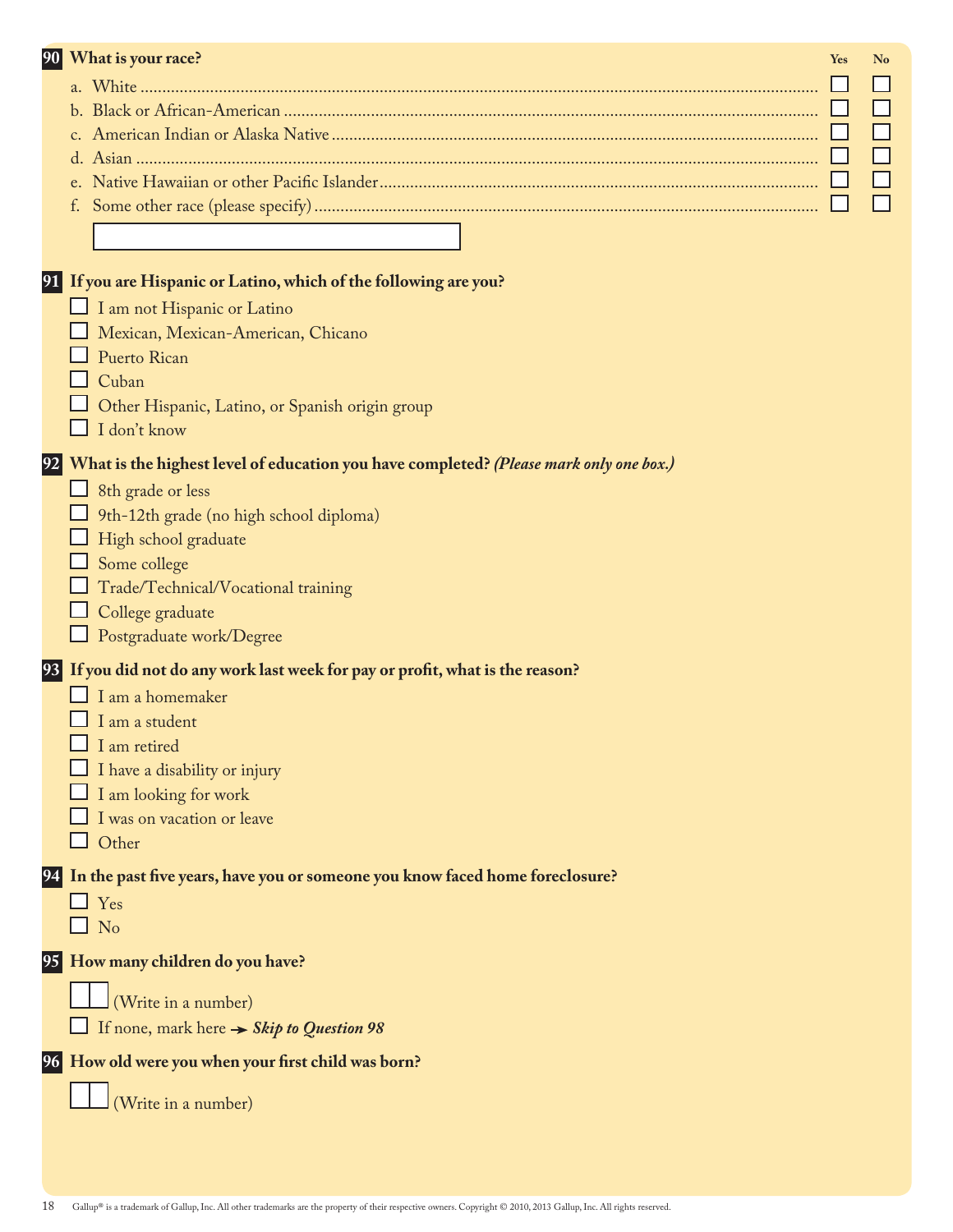**90 What is your race?**

| | Yes | No |
|---|---|---|
| a. White | ☐ | ☐ |
| b. Black or African-American | ☐ | ☐ |
| c. American Indian or Alaska Native | ☐ | ☐ |
| d. Asian | ☐ | ☐ |
| e. Native Hawaiian or other Pacific Islander | ☐ | ☐ |
| f. Some other race (please specify) | ☐ | ☐ |

[ ____________________ ]

**91 If you are Hispanic or Latino, which of the following are you?**

- ☐ I am not Hispanic or Latino
- ☐ Mexican, Mexican-American, Chicano
- ☐ Puerto Rican
- ☐ Cuban
- ☐ Other Hispanic, Latino, or Spanish origin group
- ☐ I don't know

**92 What is the highest level of education you have completed?** ***(Please mark only one box.)***

- ☐ 8th grade or less
- ☐ 9th-12th grade (no high school diploma)
- ☐ High school graduate
- ☐ Some college
- ☐ Trade/Technical/Vocational training
- ☐ College graduate
- ☐ Postgraduate work/Degree

**93 If you did not do any work last week for pay or profit, what is the reason?**

- ☐ I am a homemaker
- ☐ I am a student
- ☐ I am retired
- ☐ I have a disability or injury
- ☐ I am looking for work
- ☐ I was on vacation or leave
- ☐ Other

**94 In the past five years, have you or someone you know faced home foreclosure?**

- ☐ Yes
- ☐ No

**95 How many children do you have?**

☐☐ (Write in a number)

☐ If none, mark here → ***Skip to Question 98***

**96 How old were you when your first child was born?**

☐☐ (Write in a number)

Gallup® is a trademark of Gallup, Inc. All other trademarks are the property of their respective owners. Copyright © 2010, 2013 Gallup, Inc. All rights reserved.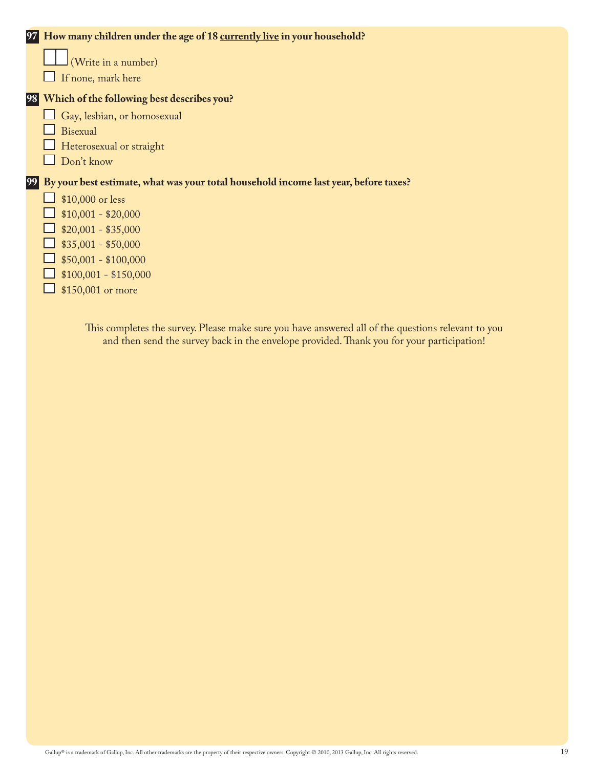**97** **How many children under the age of 18 <u>currently live</u> in your household?**

☐☐ (Write in a number)

☐ If none, mark here

**98** **Which of the following best describes you?**

☐ Gay, lesbian, or homosexual

☐ Bisexual

☐ Heterosexual or straight

☐ Don't know

**99** **By your best estimate, what was your total household income last year, before taxes?**

☐ $10,000 or less

☐ $10,001 - $20,000

☐ $20,001 - $35,000

☐ $35,001 - $50,000

☐ $50,001 - $100,000

☐ $100,001 - $150,000

☐ $150,001 or more

This completes the survey. Please make sure you have answered all of the questions relevant to you and then send the survey back in the envelope provided. Thank you for your participation!

Gallup® is a trademark of Gallup, Inc. All other trademarks are the property of their respective owners. Copyright © 2010, 2013 Gallup, Inc. All rights reserved.